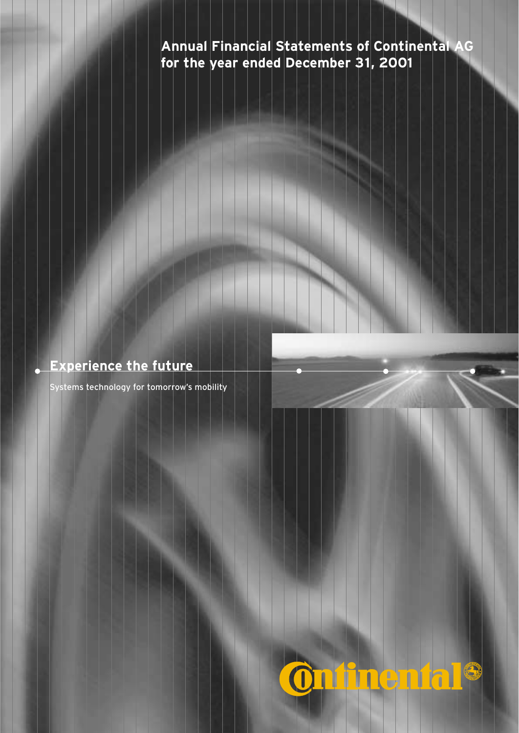# Annual Financial Statements of Continental AG for the year ended December 31, 2001

## Experience the future

Systems technology for tomorrow's mobility

Continental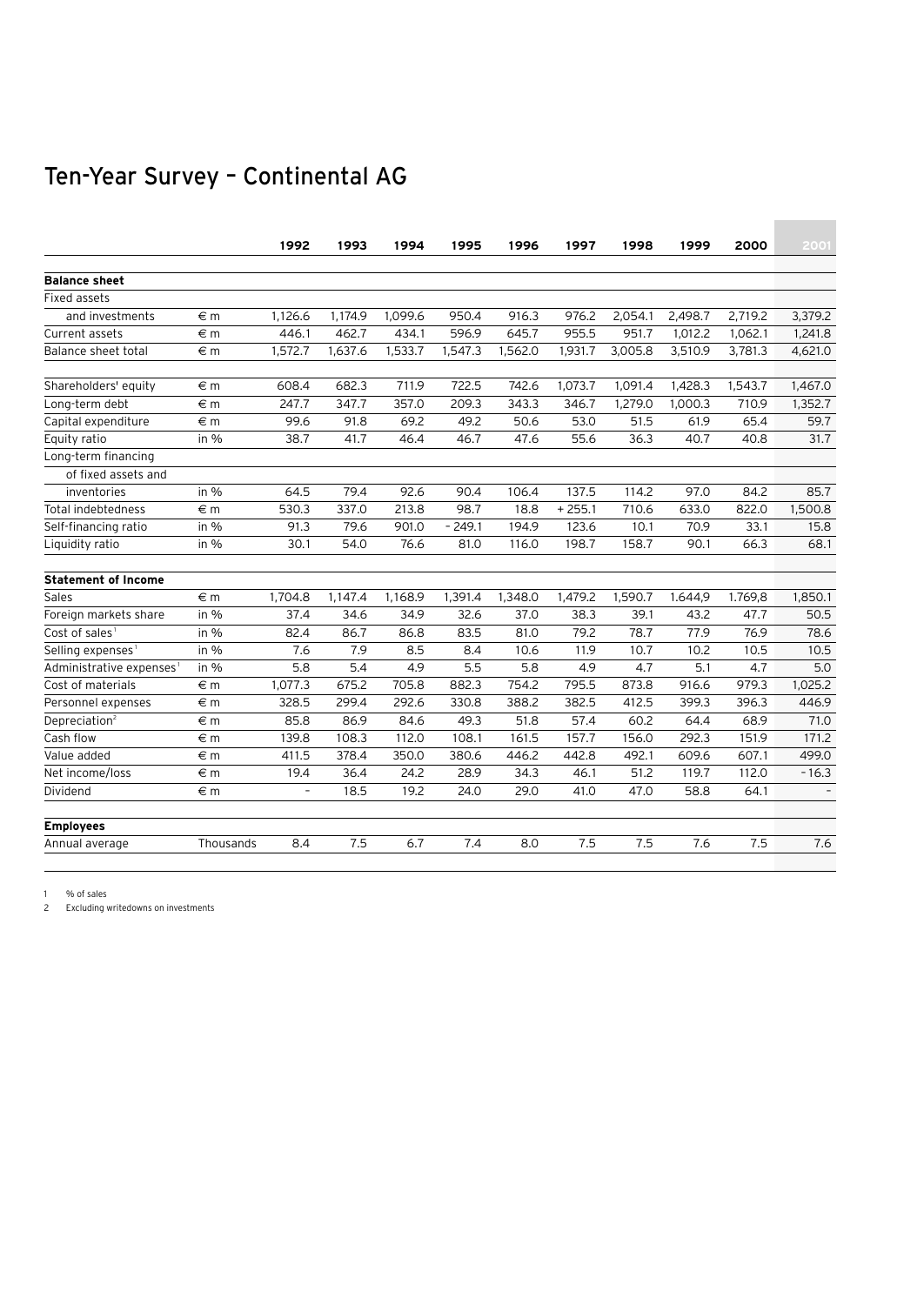# Ten-Year Survey – Continental AG

| | | 1992 | 1993 | 1994 | 1995 | 1996 | 1997 | 1998 | 1999 | 2000 | 2001 |
|---|---|---|---|---|---|---|---|---|---|---|---|
| **Balance sheet** | | | | | | | | | | | |
| Fixed assets and investments | € m | 1,126.6 | 1,174.9 | 1,099.6 | 950.4 | 916.3 | 976.2 | 2,054.1 | 2,498.7 | 2,719.2 | 3,379.2 |
| Current assets | € m | 446.1 | 462.7 | 434.1 | 596.9 | 645.7 | 955.5 | 951.7 | 1,012.2 | 1,062.1 | 1,241.8 |
| Balance sheet total | € m | 1,572.7 | 1,637.6 | 1,533.7 | 1,547.3 | 1,562.0 | 1,931.7 | 3,005.8 | 3,510.9 | 3,781.3 | 4,621.0 |
| Shareholders' equity | € m | 608.4 | 682.3 | 711.9 | 722.5 | 742.6 | 1,073.7 | 1,091.4 | 1,428.3 | 1,543.7 | 1,467.0 |
| Long-term debt | € m | 247.7 | 347.7 | 357.0 | 209.3 | 343.3 | 346.7 | 1,279.0 | 1,000.3 | 710.9 | 1,352.7 |
| Capital expenditure | € m | 99.6 | 91.8 | 69.2 | 49.2 | 50.6 | 53.0 | 51.5 | 61.9 | 65.4 | 59.7 |
| Equity ratio | in % | 38.7 | 41.7 | 46.4 | 46.7 | 47.6 | 55.6 | 36.3 | 40.7 | 40.8 | 31.7 |
| Long-term financing of fixed assets and inventories | in % | 64.5 | 79.4 | 92.6 | 90.4 | 106.4 | 137.5 | 114.2 | 97.0 | 84.2 | 85.7 |
| Total indebtedness | € m | 530.3 | 337.0 | 213.8 | 98.7 | 18.8 | + 255.1 | 710.6 | 633.0 | 822.0 | 1,500.8 |
| Self-financing ratio | in % | 91.3 | 79.6 | 901.0 | – 249.1 | 194.9 | 123.6 | 10.1 | 70.9 | 33.1 | 15.8 |
| Liquidity ratio | in % | 30.1 | 54.0 | 76.6 | 81.0 | 116.0 | 198.7 | 158.7 | 90.1 | 66.3 | 68.1 |
| **Statement of Income** | | | | | | | | | | | |
| Sales | € m | 1,704.8 | 1,147.4 | 1,168.9 | 1,391.4 | 1,348.0 | 1,479.2 | 1,590.7 | 1.644,9 | 1.769,8 | 1,850.1 |
| Foreign markets share | in % | 37.4 | 34.6 | 34.9 | 32.6 | 37.0 | 38.3 | 39.1 | 43.2 | 47.7 | 50.5 |
| Cost of sales[1] | in % | 82.4 | 86.7 | 86.8 | 83.5 | 81.0 | 79.2 | 78.7 | 77.9 | 76.9 | 78.6 |
| Selling expenses[1] | in % | 7.6 | 7.9 | 8.5 | 8.4 | 10.6 | 11.9 | 10.7 | 10.2 | 10.5 | 10.5 |
| Administrative expenses[1] | in % | 5.8 | 5.4 | 4.9 | 5.5 | 5.8 | 4.9 | 4.7 | 5.1 | 4.7 | 5.0 |
| Cost of materials | € m | 1,077.3 | 675.2 | 705.8 | 882.3 | 754.2 | 795.5 | 873.8 | 916.6 | 979.3 | 1,025.2 |
| Personnel expenses | € m | 328.5 | 299.4 | 292.6 | 330.8 | 388.2 | 382.5 | 412.5 | 399.3 | 396.3 | 446.9 |
| Depreciation[2] | € m | 85.8 | 86.9 | 84.6 | 49.3 | 51.8 | 57.4 | 60.2 | 64.4 | 68.9 | 71.0 |
| Cash flow | € m | 139.8 | 108.3 | 112.0 | 108.1 | 161.5 | 157.7 | 156.0 | 292.3 | 151.9 | 171.2 |
| Value added | € m | 411.5 | 378.4 | 350.0 | 380.6 | 446.2 | 442.8 | 492.1 | 609.6 | 607.1 | 499.0 |
| Net income/loss | € m | 19.4 | 36.4 | 24.2 | 28.9 | 34.3 | 46.1 | 51.2 | 119.7 | 112.0 | – 16.3 |
| Dividend | € m | – | 18.5 | 19.2 | 24.0 | 29.0 | 41.0 | 47.0 | 58.8 | 64.1 | – |
| **Employees** | | | | | | | | | | | |
| Annual average | Thousands | 8.4 | 7.5 | 6.7 | 7.4 | 8.0 | 7.5 | 7.5 | 7.6 | 7.5 | 7.6 |

1 % of sales

2 Excluding writedowns on investments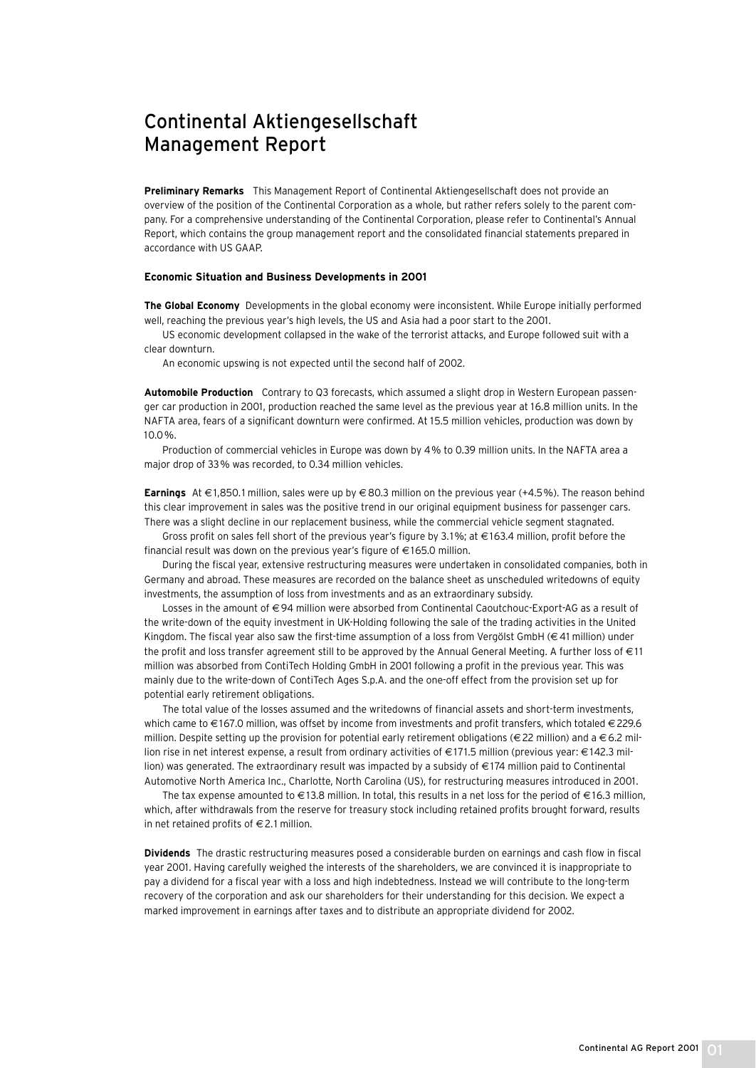# Continental Aktiengesellschaft Management Report

**Preliminary Remarks** This Management Report of Continental Aktiengesellschaft does not provide an overview of the position of the Continental Corporation as a whole, but rather refers solely to the parent company. For a comprehensive understanding of the Continental Corporation, please refer to Continental's Annual Report, which contains the group management report and the consolidated financial statements prepared in accordance with US GAAP.

## Economic Situation and Business Developments in 2001

**The Global Economy** Developments in the global economy were inconsistent. While Europe initially performed well, reaching the previous year's high levels, the US and Asia had a poor start to the 2001.

US economic development collapsed in the wake of the terrorist attacks, and Europe followed suit with a clear downturn.

An economic upswing is not expected until the second half of 2002.

**Automobile Production** Contrary to Q3 forecasts, which assumed a slight drop in Western European passenger car production in 2001, production reached the same level as the previous year at 16.8 million units. In the NAFTA area, fears of a significant downturn were confirmed. At 15.5 million vehicles, production was down by 10.0%.

Production of commercial vehicles in Europe was down by 4% to 0.39 million units. In the NAFTA area a major drop of 33% was recorded, to 0.34 million vehicles.

**Earnings** At €1,850.1 million, sales were up by €80.3 million on the previous year (+4.5%). The reason behind this clear improvement in sales was the positive trend in our original equipment business for passenger cars. There was a slight decline in our replacement business, while the commercial vehicle segment stagnated.

Gross profit on sales fell short of the previous year's figure by 3.1%; at €163.4 million, profit before the financial result was down on the previous year's figure of €165.0 million.

During the fiscal year, extensive restructuring measures were undertaken in consolidated companies, both in Germany and abroad. These measures are recorded on the balance sheet as unscheduled writedowns of equity investments, the assumption of loss from investments and as an extraordinary subsidy.

Losses in the amount of €94 million were absorbed from Continental Caoutchouc-Export-AG as a result of the write-down of the equity investment in UK-Holding following the sale of the trading activities in the United Kingdom. The fiscal year also saw the first-time assumption of a loss from Vergölst GmbH (€41 million) under the profit and loss transfer agreement still to be approved by the Annual General Meeting. A further loss of €11 million was absorbed from ContiTech Holding GmbH in 2001 following a profit in the previous year. This was mainly due to the write-down of ContiTech Ages S.p.A. and the one-off effect from the provision set up for potential early retirement obligations.

The total value of the losses assumed and the writedowns of financial assets and short-term investments, which came to €167.0 million, was offset by income from investments and profit transfers, which totaled €229.6 million. Despite setting up the provision for potential early retirement obligations (€22 million) and a €6.2 million rise in net interest expense, a result from ordinary activities of €171.5 million (previous year: €142.3 million) was generated. The extraordinary result was impacted by a subsidy of €174 million paid to Continental Automotive North America Inc., Charlotte, North Carolina (US), for restructuring measures introduced in 2001.

The tax expense amounted to €13.8 million. In total, this results in a net loss for the period of €16.3 million, which, after withdrawals from the reserve for treasury stock including retained profits brought forward, results in net retained profits of €2.1 million.

**Dividends** The drastic restructuring measures posed a considerable burden on earnings and cash flow in fiscal year 2001. Having carefully weighed the interests of the shareholders, we are convinced it is inappropriate to pay a dividend for a fiscal year with a loss and high indebtedness. Instead we will contribute to the long-term recovery of the corporation and ask our shareholders for their understanding for this decision. We expect a marked improvement in earnings after taxes and to distribute an appropriate dividend for 2002.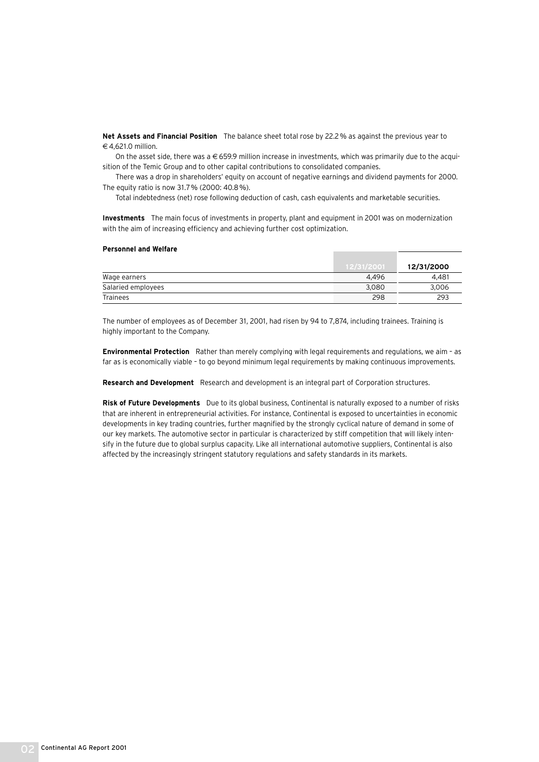**Net Assets and Financial Position** The balance sheet total rose by 22.2 % as against the previous year to € 4,621.0 million.

On the asset side, there was a € 659.9 million increase in investments, which was primarily due to the acquisition of the Temic Group and to other capital contributions to consolidated companies.

There was a drop in shareholders' equity on account of negative earnings and dividend payments for 2000. The equity ratio is now 31.7 % (2000: 40.8 %).

Total indebtedness (net) rose following deduction of cash, cash equivalents and marketable securities.

**Investments** The main focus of investments in property, plant and equipment in 2001 was on modernization with the aim of increasing efficiency and achieving further cost optimization.

**Personnel and Welfare**

| | 12/31/2001 | 12/31/2000 |
|---|---|---|
| Wage earners | 4,496 | 4,481 |
| Salaried employees | 3,080 | 3,006 |
| Trainees | 298 | 293 |

The number of employees as of December 31, 2001, had risen by 94 to 7,874, including trainees. Training is highly important to the Company.

**Environmental Protection** Rather than merely complying with legal requirements and regulations, we aim – as far as is economically viable – to go beyond minimum legal requirements by making continuous improvements.

**Research and Development** Research and development is an integral part of Corporation structures.

**Risk of Future Developments** Due to its global business, Continental is naturally exposed to a number of risks that are inherent in entrepreneurial activities. For instance, Continental is exposed to uncertainties in economic developments in key trading countries, further magnified by the strongly cyclical nature of demand in some of our key markets. The automotive sector in particular is characterized by stiff competition that will likely intensify in the future due to global surplus capacity. Like all international automotive suppliers, Continental is also affected by the increasingly stringent statutory regulations and safety standards in its markets.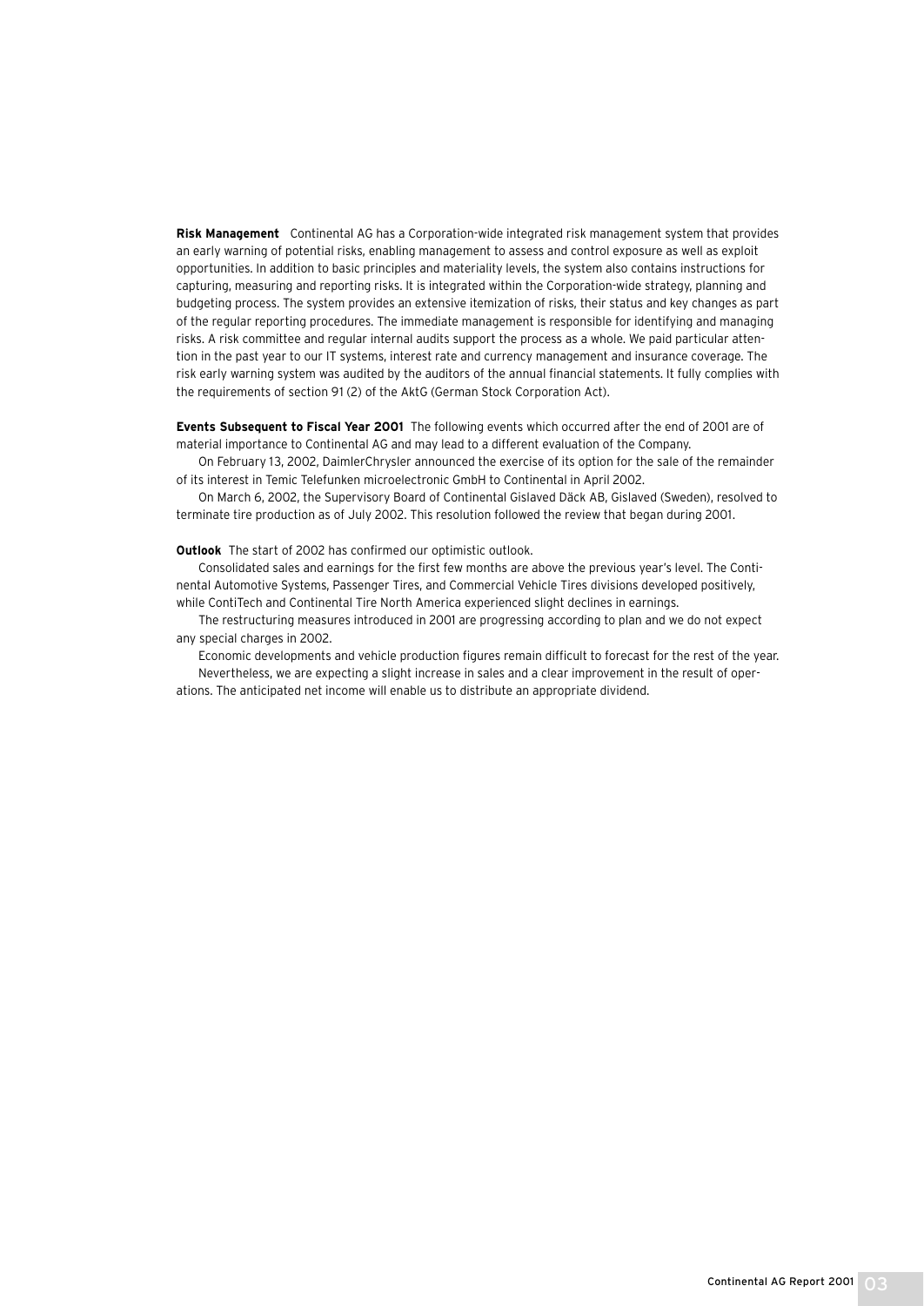**Risk Management** Continental AG has a Corporation-wide integrated risk management system that provides an early warning of potential risks, enabling management to assess and control exposure as well as exploit opportunities. In addition to basic principles and materiality levels, the system also contains instructions for capturing, measuring and reporting risks. It is integrated within the Corporation-wide strategy, planning and budgeting process. The system provides an extensive itemization of risks, their status and key changes as part of the regular reporting procedures. The immediate management is responsible for identifying and managing risks. A risk committee and regular internal audits support the process as a whole. We paid particular attention in the past year to our IT systems, interest rate and currency management and insurance coverage. The risk early warning system was audited by the auditors of the annual financial statements. It fully complies with the requirements of section 91 (2) of the AktG (German Stock Corporation Act).

**Events Subsequent to Fiscal Year 2001** The following events which occurred after the end of 2001 are of material importance to Continental AG and may lead to a different evaluation of the Company.

On February 13, 2002, DaimlerChrysler announced the exercise of its option for the sale of the remainder of its interest in Temic Telefunken microelectronic GmbH to Continental in April 2002.

On March 6, 2002, the Supervisory Board of Continental Gislaved Däck AB, Gislaved (Sweden), resolved to terminate tire production as of July 2002. This resolution followed the review that began during 2001.

**Outlook** The start of 2002 has confirmed our optimistic outlook.

Consolidated sales and earnings for the first few months are above the previous year's level. The Continental Automotive Systems, Passenger Tires, and Commercial Vehicle Tires divisions developed positively, while ContiTech and Continental Tire North America experienced slight declines in earnings.

The restructuring measures introduced in 2001 are progressing according to plan and we do not expect any special charges in 2002.

Economic developments and vehicle production figures remain difficult to forecast for the rest of the year.

Nevertheless, we are expecting a slight increase in sales and a clear improvement in the result of operations. The anticipated net income will enable us to distribute an appropriate dividend.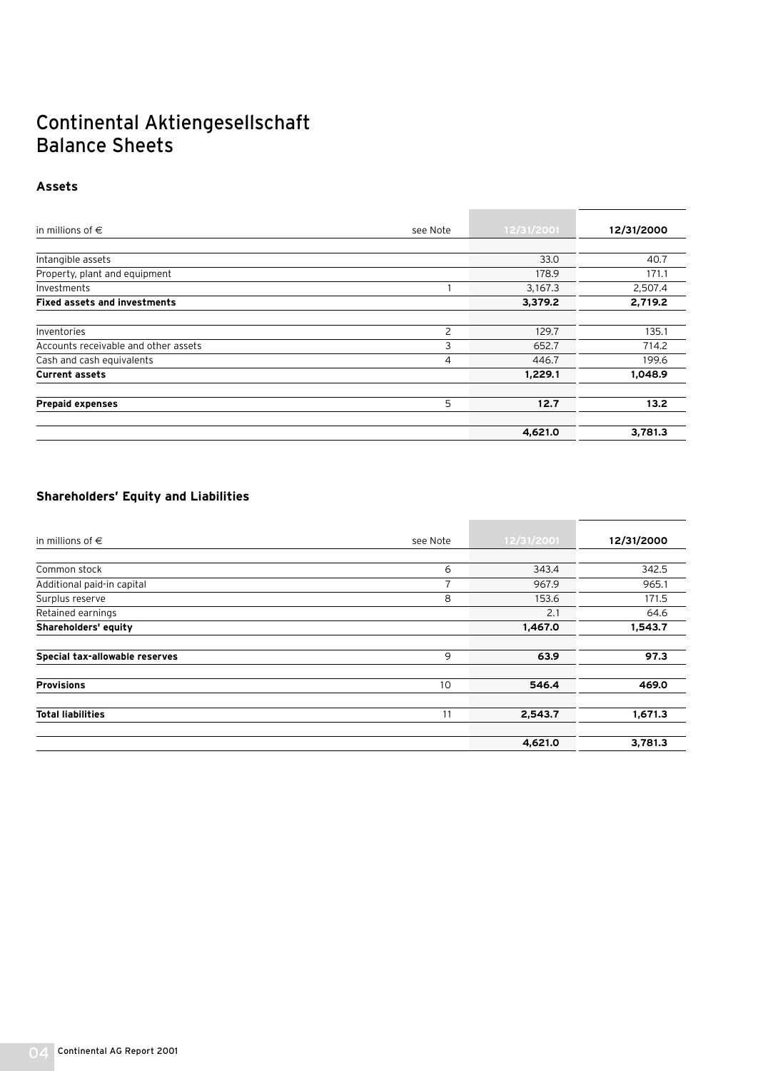# Continental Aktiengesellschaft Balance Sheets

## Assets

| in millions of € | see Note | 12/31/2001 | 12/31/2000 |
|---|---|---|---|
| Intangible assets | | 33.0 | 40.7 |
| Property, plant and equipment | | 178.9 | 171.1 |
| Investments | 1 | 3,167.3 | 2,507.4 |
| **Fixed assets and investments** | | **3,379.2** | **2,719.2** |
| Inventories | 2 | 129.7 | 135.1 |
| Accounts receivable and other assets | 3 | 652.7 | 714.2 |
| Cash and cash equivalents | 4 | 446.7 | 199.6 |
| **Current assets** | | **1,229.1** | **1,048.9** |
| **Prepaid expenses** | 5 | **12.7** | **13.2** |
| | | **4,621.0** | **3,781.3** |

## Shareholders' Equity and Liabilities

| in millions of € | see Note | 12/31/2001 | 12/31/2000 |
|---|---|---|---|
| Common stock | 6 | 343.4 | 342.5 |
| Additional paid-in capital | 7 | 967.9 | 965.1 |
| Surplus reserve | 8 | 153.6 | 171.5 |
| Retained earnings | | 2.1 | 64.6 |
| **Shareholders' equity** | | **1,467.0** | **1,543.7** |
| **Special tax-allowable reserves** | 9 | **63.9** | **97.3** |
| **Provisions** | 10 | **546.4** | **469.0** |
| **Total liabilities** | 11 | **2,543.7** | **1,671.3** |
| | | **4,621.0** | **3,781.3** |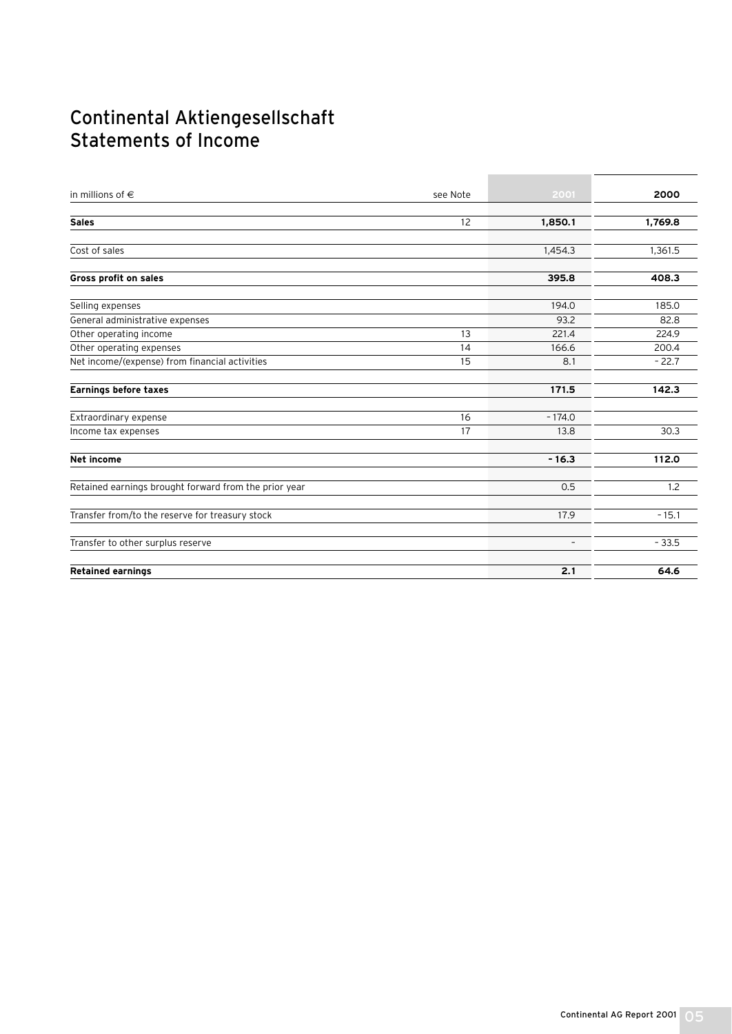# Continental Aktiengesellschaft
# Statements of Income

| in millions of € | see Note | 2001 | 2000 |
|---|---|---|---|
| **Sales** | 12 | **1,850.1** | **1,769.8** |
| Cost of sales | | 1,454.3 | 1,361.5 |
| **Gross profit on sales** | | **395.8** | **408.3** |
| Selling expenses | | 194.0 | 185.0 |
| General administrative expenses | | 93.2 | 82.8 |
| Other operating income | 13 | 221.4 | 224.9 |
| Other operating expenses | 14 | 166.6 | 200.4 |
| Net income/(expense) from financial activities | 15 | 8.1 | − 22.7 |
| **Earnings before taxes** | | **171.5** | **142.3** |
| Extraordinary expense | 16 | − 174.0 | |
| Income tax expenses | 17 | 13.8 | 30.3 |
| **Net income** | | **− 16.3** | **112.0** |
| Retained earnings brought forward from the prior year | | 0.5 | 1.2 |
| Transfer from/to the reserve for treasury stock | | 17.9 | − 15.1 |
| Transfer to other surplus reserve | | – | − 33.5 |
| **Retained earnings** | | **2.1** | **64.6** |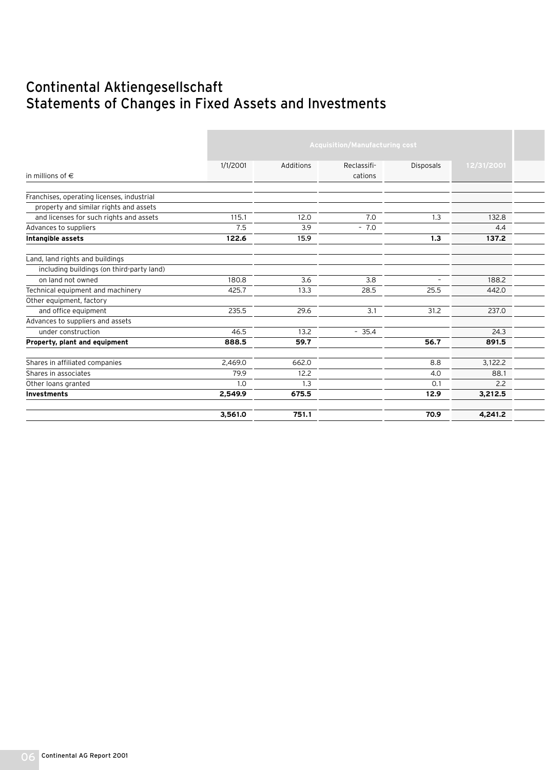# Continental Aktiengesellschaft
# Statements of Changes in Fixed Assets and Investments

| in millions of € | Acquisition/Manufacturing cost | | | | |
|---|---|---|---|---|---|
| | 1/1/2001 | Additions | Reclassifi-cations | Disposals | 12/31/2001 |
| Franchises, operating licenses, industrial property and similar rights and assets and licenses for such rights and assets | 115.1 | 12.0 | 7.0 | 1.3 | 132.8 |
| Advances to suppliers | 7.5 | 3.9 | - 7.0 | | 4.4 |
| **Intangible assets** | **122.6** | **15.9** | | **1.3** | **137.2** |
| Land, land rights and buildings including buildings (on third-party land) on land not owned | 180.8 | 3.6 | 3.8 | – | 188.2 |
| Technical equipment and machinery | 425.7 | 13.3 | 28.5 | 25.5 | 442.0 |
| Other equipment, factory and office equipment | 235.5 | 29.6 | 3.1 | 31.2 | 237.0 |
| Advances to suppliers and assets under construction | 46.5 | 13.2 | - 35.4 | | 24.3 |
| **Property, plant and equipment** | **888.5** | **59.7** | | **56.7** | **891.5** |
| Shares in affiliated companies | 2,469.0 | 662.0 | | 8.8 | 3,122.2 |
| Shares in associates | 79.9 | 12.2 | | 4.0 | 88.1 |
| Other loans granted | 1.0 | 1.3 | | 0.1 | 2.2 |
| **Investments** | **2,549.9** | **675.5** | | **12.9** | **3,212.5** |
| | **3,561.0** | **751.1** | | **70.9** | **4,241.2** |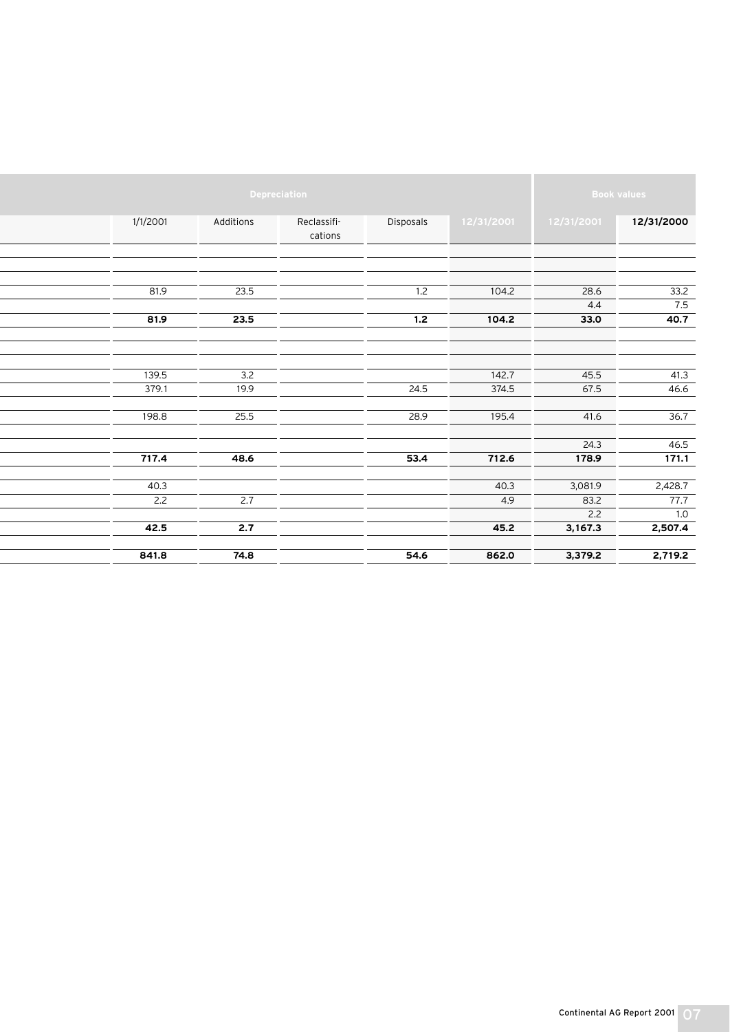| Depreciation | | | | | Book values | |
|---|---|---|---|---|---|---|
| 1/1/2001 | Additions | Reclassifi-cations | Disposals | 12/31/2001 | 12/31/2001 | 12/31/2000 |
| | | | | | | |
| | | | | | | |
| 81.9 | 23.5 | | 1.2 | 104.2 | 28.6 | 33.2 |
| | | | | | 4.4 | 7.5 |
| **81.9** | **23.5** | | **1.2** | **104.2** | **33.0** | **40.7** |
| | | | | | | |
| | | | | | | |
| 139.5 | 3.2 | | | 142.7 | 45.5 | 41.3 |
| 379.1 | 19.9 | | 24.5 | 374.5 | 67.5 | 46.6 |
| | | | | | | |
| 198.8 | 25.5 | | 28.9 | 195.4 | 41.6 | 36.7 |
| | | | | | | |
| | | | | | 24.3 | 46.5 |
| **717.4** | **48.6** | | **53.4** | **712.6** | **178.9** | **171.1** |
| | | | | | | |
| 40.3 | | | | 40.3 | 3,081.9 | 2,428.7 |
| 2.2 | 2.7 | | | 4.9 | 83.2 | 77.7 |
| | | | | | 2.2 | 1.0 |
| **42.5** | **2.7** | | | **45.2** | **3,167.3** | **2,507.4** |
| | | | | | | |
| **841.8** | **74.8** | | **54.6** | **862.0** | **3,379.2** | **2,719.2** |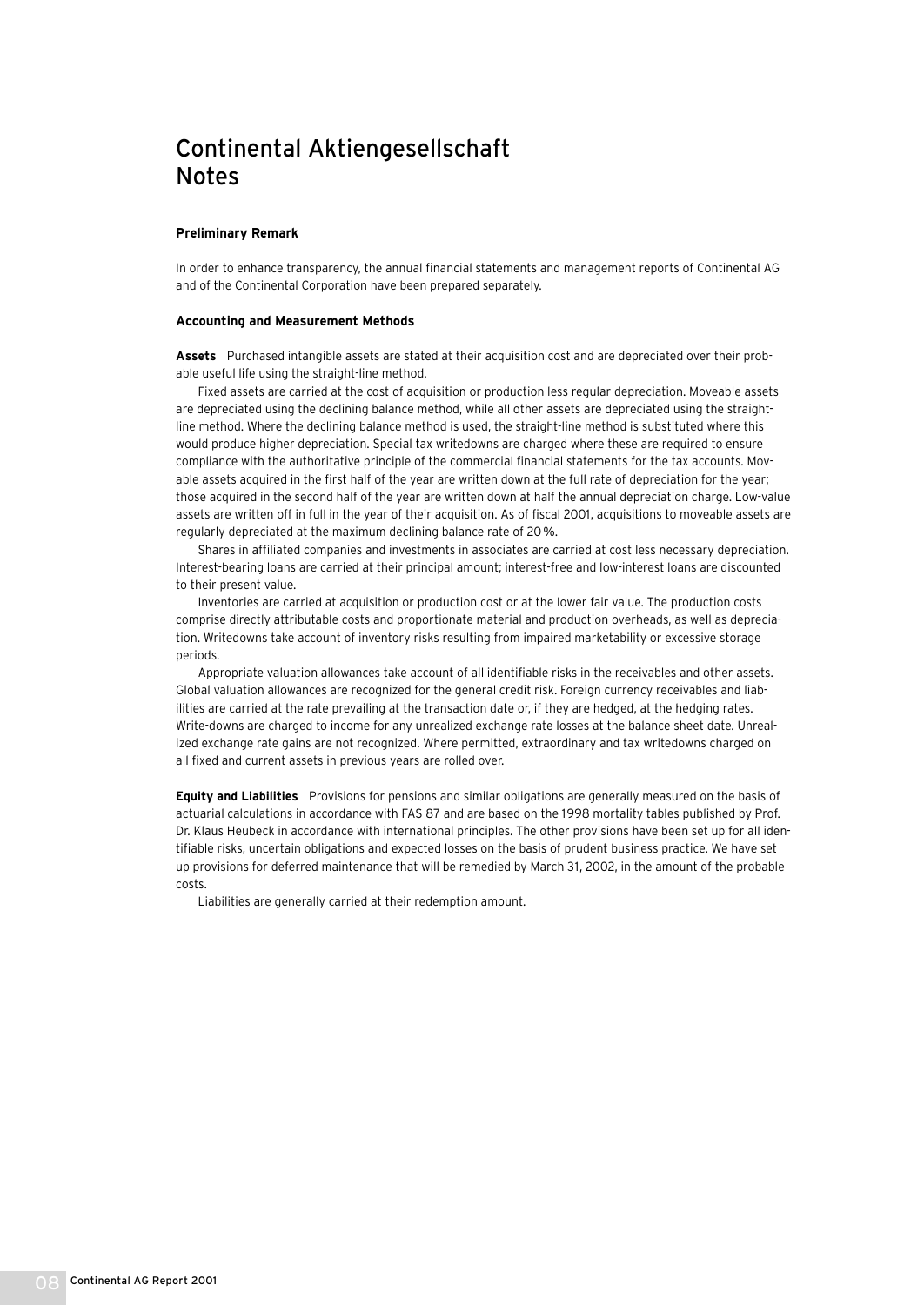# Continental Aktiengesellschaft Notes

### Preliminary Remark

In order to enhance transparency, the annual financial statements and management reports of Continental AG and of the Continental Corporation have been prepared separately.

### Accounting and Measurement Methods

**Assets** Purchased intangible assets are stated at their acquisition cost and are depreciated over their probable useful life using the straight-line method.

Fixed assets are carried at the cost of acquisition or production less regular depreciation. Moveable assets are depreciated using the declining balance method, while all other assets are depreciated using the straight-line method. Where the declining balance method is used, the straight-line method is substituted where this would produce higher depreciation. Special tax writedowns are charged where these are required to ensure compliance with the authoritative principle of the commercial financial statements for the tax accounts. Movable assets acquired in the first half of the year are written down at the full rate of depreciation for the year; those acquired in the second half of the year are written down at half the annual depreciation charge. Low-value assets are written off in full in the year of their acquisition. As of fiscal 2001, acquisitions to moveable assets are regularly depreciated at the maximum declining balance rate of 20 %.

Shares in affiliated companies and investments in associates are carried at cost less necessary depreciation. Interest-bearing loans are carried at their principal amount; interest-free and low-interest loans are discounted to their present value.

Inventories are carried at acquisition or production cost or at the lower fair value. The production costs comprise directly attributable costs and proportionate material and production overheads, as well as depreciation. Writedowns take account of inventory risks resulting from impaired marketability or excessive storage periods.

Appropriate valuation allowances take account of all identifiable risks in the receivables and other assets. Global valuation allowances are recognized for the general credit risk. Foreign currency receivables and liabilities are carried at the rate prevailing at the transaction date or, if they are hedged, at the hedging rates. Write-downs are charged to income for any unrealized exchange rate losses at the balance sheet date. Unrealized exchange rate gains are not recognized. Where permitted, extraordinary and tax writedowns charged on all fixed and current assets in previous years are rolled over.

**Equity and Liabilities** Provisions for pensions and similar obligations are generally measured on the basis of actuarial calculations in accordance with FAS 87 and are based on the 1998 mortality tables published by Prof. Dr. Klaus Heubeck in accordance with international principles. The other provisions have been set up for all identifiable risks, uncertain obligations and expected losses on the basis of prudent business practice. We have set up provisions for deferred maintenance that will be remedied by March 31, 2002, in the amount of the probable costs.

Liabilities are generally carried at their redemption amount.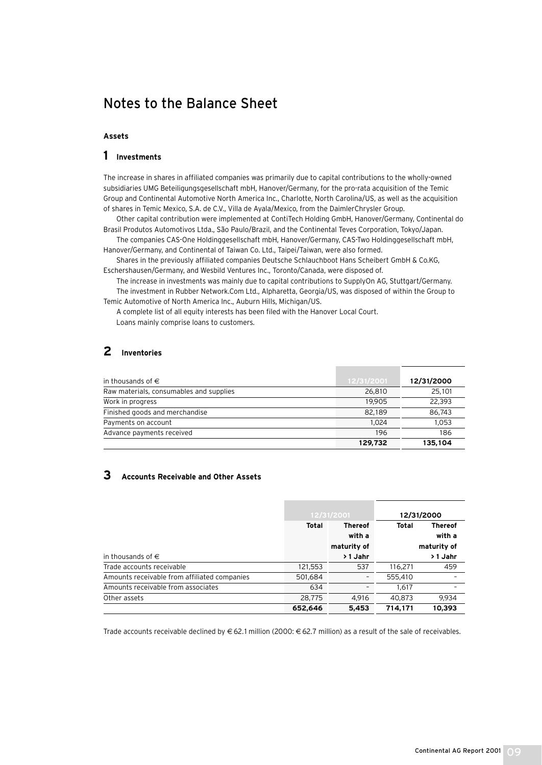# Notes to the Balance Sheet

**Assets**

## 1 Investments

The increase in shares in affiliated companies was primarily due to capital contributions to the wholly-owned subsidiaries UMG Beteiligungsgesellschaft mbH, Hanover/Germany, for the pro-rata acquisition of the Temic Group and Continental Automotive North America Inc., Charlotte, North Carolina/US, as well as the acquisition of shares in Temic Mexico, S.A. de C.V., Villa de Ayala/Mexico, from the DaimlerChrysler Group.

Other capital contribution were implemented at ContiTech Holding GmbH, Hanover/Germany, Continental do Brasil Produtos Automotivos Ltda., São Paulo/Brazil, and the Continental Teves Corporation, Tokyo/Japan.

The companies CAS-One Holdinggesellschaft mbH, Hanover/Germany, CAS-Two Holdinggesellschaft mbH, Hanover/Germany, and Continental of Taiwan Co. Ltd., Taipei/Taiwan, were also formed.

Shares in the previously affiliated companies Deutsche Schlauchboot Hans Scheibert GmbH & Co.KG, Eschershausen/Germany, and Wesbild Ventures Inc., Toronto/Canada, were disposed of.

The increase in investments was mainly due to capital contributions to SupplyOn AG, Stuttgart/Germany.

The investment in Rubber Network.Com Ltd., Alpharetta, Georgia/US, was disposed of within the Group to Temic Automotive of North America Inc., Auburn Hills, Michigan/US.

A complete list of all equity interests has been filed with the Hanover Local Court.

Loans mainly comprise loans to customers.

## 2 Inventories

| in thousands of € | 12/31/2001 | 12/31/2000 |
|---|---|---|
| Raw materials, consumables and supplies | 26,810 | 25,101 |
| Work in progress | 19,905 | 22,393 |
| Finished goods and merchandise | 82,189 | 86,743 |
| Payments on account | 1,024 | 1,053 |
| Advance payments received | 196 | 186 |
| | **129,732** | **135,104** |

## 3 Accounts Receivable and Other Assets

| | 12/31/2001 | | 12/31/2000 | |
|---|---|---|---|---|
| in thousands of € | **Total** | **Thereof with a maturity of > 1 Jahr** | **Total** | **Thereof with a maturity of > 1 Jahr** |
| Trade accounts receivable | 121,553 | 537 | 116,271 | 459 |
| Amounts receivable from affiliated companies | 501,684 | – | 555,410 | – |
| Amounts receivable from associates | 634 | – | 1,617 | – |
| Other assets | 28,775 | 4,916 | 40,873 | 9,934 |
| | **652,646** | **5,453** | **714,171** | **10,393** |

Trade accounts receivable declined by € 62.1 million (2000: € 62.7 million) as a result of the sale of receivables.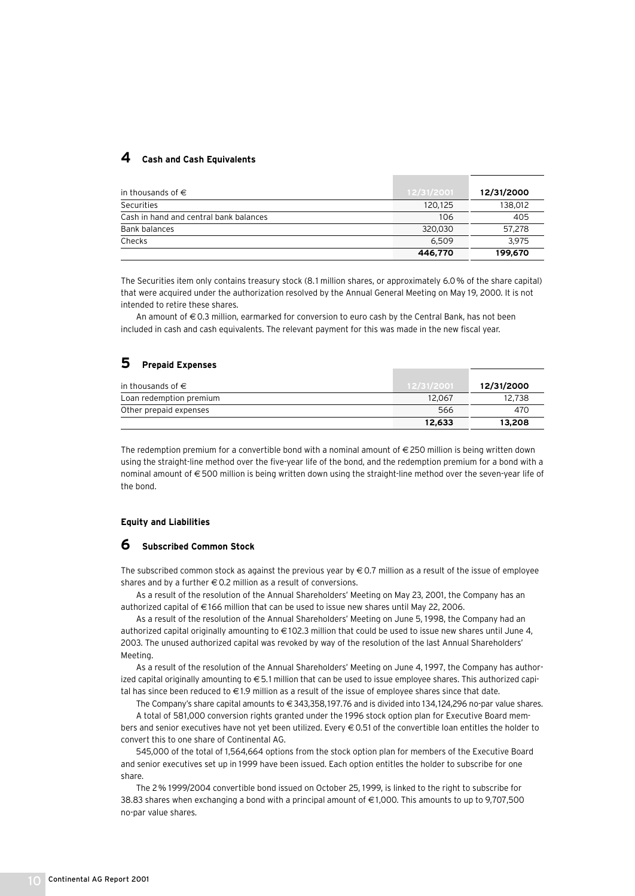## 4 Cash and Cash Equivalents

| in thousands of € | 12/31/2001 | 12/31/2000 |
|---|---|---|
| Securities | 120,125 | 138,012 |
| Cash in hand and central bank balances | 106 | 405 |
| Bank balances | 320,030 | 57,278 |
| Checks | 6,509 | 3,975 |
| | **446,770** | **199,670** |

The Securities item only contains treasury stock (8.1 million shares, or approximately 6.0 % of the share capital) that were acquired under the authorization resolved by the Annual General Meeting on May 19, 2000. It is not intended to retire these shares.

An amount of € 0.3 million, earmarked for conversion to euro cash by the Central Bank, has not been included in cash and cash equivalents. The relevant payment for this was made in the new fiscal year.

## 5 Prepaid Expenses

| in thousands of € | 12/31/2001 | 12/31/2000 |
|---|---|---|
| Loan redemption premium | 12,067 | 12,738 |
| Other prepaid expenses | 566 | 470 |
| | **12,633** | **13,208** |

The redemption premium for a convertible bond with a nominal amount of € 250 million is being written down using the straight-line method over the five-year life of the bond, and the redemption premium for a bond with a nominal amount of € 500 million is being written down using the straight-line method over the seven-year life of the bond.

### Equity and Liabilities

## 6 Subscribed Common Stock

The subscribed common stock as against the previous year by € 0.7 million as a result of the issue of employee shares and by a further € 0.2 million as a result of conversions.

As a result of the resolution of the Annual Shareholders' Meeting on May 23, 2001, the Company has an authorized capital of €166 million that can be used to issue new shares until May 22, 2006.

As a result of the resolution of the Annual Shareholders' Meeting on June 5, 1998, the Company had an authorized capital originally amounting to €102.3 million that could be used to issue new shares until June 4, 2003. The unused authorized capital was revoked by way of the resolution of the last Annual Shareholders' Meeting.

As a result of the resolution of the Annual Shareholders' Meeting on June 4, 1997, the Company has authorized capital originally amounting to € 5.1 million that can be used to issue employee shares. This authorized capital has since been reduced to €1.9 million as a result of the issue of employee shares since that date.

The Company's share capital amounts to € 343,358,197.76 and is divided into 134,124,296 no-par value shares.

A total of 581,000 conversion rights granted under the 1996 stock option plan for Executive Board members and senior executives have not yet been utilized. Every € 0.51 of the convertible loan entitles the holder to convert this to one share of Continental AG.

545,000 of the total of 1,564,664 options from the stock option plan for members of the Executive Board and senior executives set up in 1999 have been issued. Each option entitles the holder to subscribe for one share.

The 2 % 1999/2004 convertible bond issued on October 25, 1999, is linked to the right to subscribe for 38.83 shares when exchanging a bond with a principal amount of €1,000. This amounts to up to 9,707,500 no-par value shares.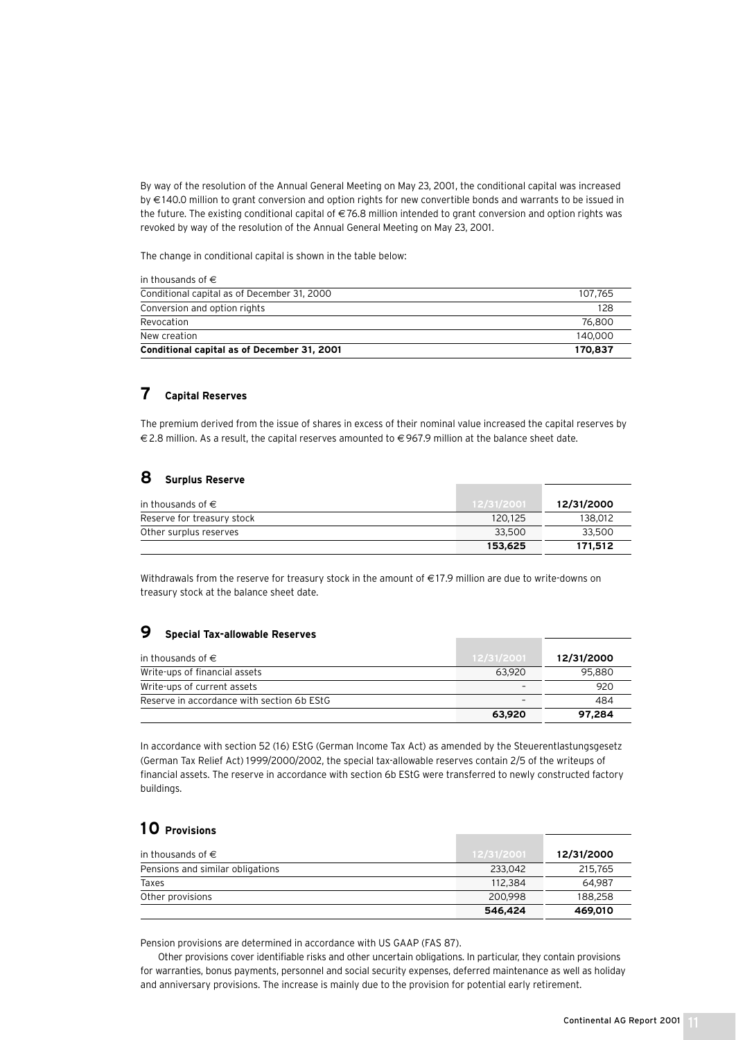By way of the resolution of the Annual General Meeting on May 23, 2001, the conditional capital was increased by €140.0 million to grant conversion and option rights for new convertible bonds and warrants to be issued in the future. The existing conditional capital of €76.8 million intended to grant conversion and option rights was revoked by way of the resolution of the Annual General Meeting on May 23, 2001.

The change in conditional capital is shown in the table below:

| in thousands of € | |
|---|---|
| Conditional capital as of December 31, 2000 | 107,765 |
| Conversion and option rights | 128 |
| Revocation | 76,800 |
| New creation | 140,000 |
| **Conditional capital as of December 31, 2001** | **170,837** |

## 7 Capital Reserves

The premium derived from the issue of shares in excess of their nominal value increased the capital reserves by €2.8 million. As a result, the capital reserves amounted to €967.9 million at the balance sheet date.

## 8 Surplus Reserve

| in thousands of € | 12/31/2001 | 12/31/2000 |
|---|---|---|
| Reserve for treasury stock | 120,125 | 138,012 |
| Other surplus reserves | 33,500 | 33,500 |
| | **153,625** | **171,512** |

Withdrawals from the reserve for treasury stock in the amount of €17.9 million are due to write-downs on treasury stock at the balance sheet date.

## 9 Special Tax-allowable Reserves

| in thousands of € | 12/31/2001 | 12/31/2000 |
|---|---|---|
| Write-ups of financial assets | 63,920 | 95,880 |
| Write-ups of current assets | – | 920 |
| Reserve in accordance with section 6b EStG | – | 484 |
| | **63,920** | **97,284** |

In accordance with section 52 (16) EStG (German Income Tax Act) as amended by the Steuerentlastungsgesetz (German Tax Relief Act) 1999/2000/2002, the special tax-allowable reserves contain 2/5 of the writeups of financial assets. The reserve in accordance with section 6b EStG were transferred to newly constructed factory buildings.

## 10 Provisions

| in thousands of € | 12/31/2001 | 12/31/2000 |
|---|---|---|
| Pensions and similar obligations | 233,042 | 215,765 |
| Taxes | 112,384 | 64,987 |
| Other provisions | 200,998 | 188,258 |
| | **546,424** | **469,010** |

Pension provisions are determined in accordance with US GAAP (FAS 87).

Other provisions cover identifiable risks and other uncertain obligations. In particular, they contain provisions for warranties, bonus payments, personnel and social security expenses, deferred maintenance as well as holiday and anniversary provisions. The increase is mainly due to the provision for potential early retirement.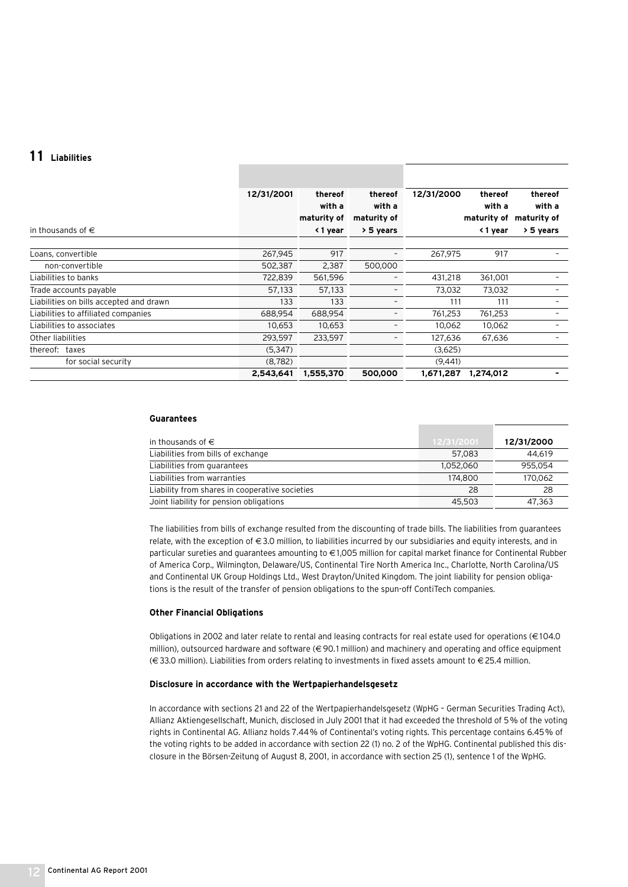## 11 Liabilities

| in thousands of € | 12/31/2001 | thereof with a maturity of < 1 year | thereof with a maturity of > 5 years | 12/31/2000 | thereof with a maturity of < 1 year | thereof with a maturity of > 5 years |
|---|---|---|---|---|---|---|
| Loans, convertible | 267,945 | 917 | – | 267,975 | 917 | – |
| non-convertible | 502,387 | 2,387 | 500,000 | | | |
| Liabilities to banks | 722,839 | 561,596 | – | 431,218 | 361,001 | – |
| Trade accounts payable | 57,133 | 57,133 | – | 73,032 | 73,032 | – |
| Liabilities on bills accepted and drawn | 133 | 133 | – | 111 | 111 | – |
| Liabilities to affiliated companies | 688,954 | 688,954 | – | 761,253 | 761,253 | – |
| Liabilities to associates | 10,653 | 10,653 | – | 10,062 | 10,062 | – |
| Other liabilities | 293,597 | 233,597 | – | 127,636 | 67,636 | – |
| thereof: taxes | (5,347) | | | (3,625) | | |
| for social security | (8,782) | | | (9,441) | | |
| | **2,543,641** | **1,555,370** | **500,000** | **1,671,287** | **1,274,012** | **–** |

### Guarantees

| in thousands of € | 12/31/2001 | 12/31/2000 |
|---|---|---|
| Liabilities from bills of exchange | 57,083 | 44,619 |
| Liabilities from guarantees | 1,052,060 | 955,054 |
| Liabilities from warranties | 174,800 | 170,062 |
| Liability from shares in cooperative societies | 28 | 28 |
| Joint liability for pension obligations | 45,503 | 47,363 |

The liabilities from bills of exchange resulted from the discounting of trade bills. The liabilities from guarantees relate, with the exception of € 3.0 million, to liabilities incurred by our subsidiaries and equity interests, and in particular sureties and guarantees amounting to € 1,005 million for capital market finance for Continental Rubber of America Corp., Wilmington, Delaware/US, Continental Tire North America Inc., Charlotte, North Carolina/US and Continental UK Group Holdings Ltd., West Drayton/United Kingdom. The joint liability for pension obligations is the result of the transfer of pension obligations to the spun-off ContiTech companies.

### Other Financial Obligations

Obligations in 2002 and later relate to rental and leasing contracts for real estate used for operations (€ 104.0 million), outsourced hardware and software (€ 90.1 million) and machinery and operating and office equipment (€ 33.0 million). Liabilities from orders relating to investments in fixed assets amount to € 25.4 million.

### Disclosure in accordance with the Wertpapierhandelsgesetz

In accordance with sections 21 and 22 of the Wertpapierhandelsgesetz (WpHG – German Securities Trading Act), Allianz Aktiengesellschaft, Munich, disclosed in July 2001 that it had exceeded the threshold of 5 % of the voting rights in Continental AG. Allianz holds 7.44 % of Continental's voting rights. This percentage contains 6.45 % of the voting rights to be added in accordance with section 22 (1) no. 2 of the WpHG. Continental published this disclosure in the Börsen-Zeitung of August 8, 2001, in accordance with section 25 (1), sentence 1 of the WpHG.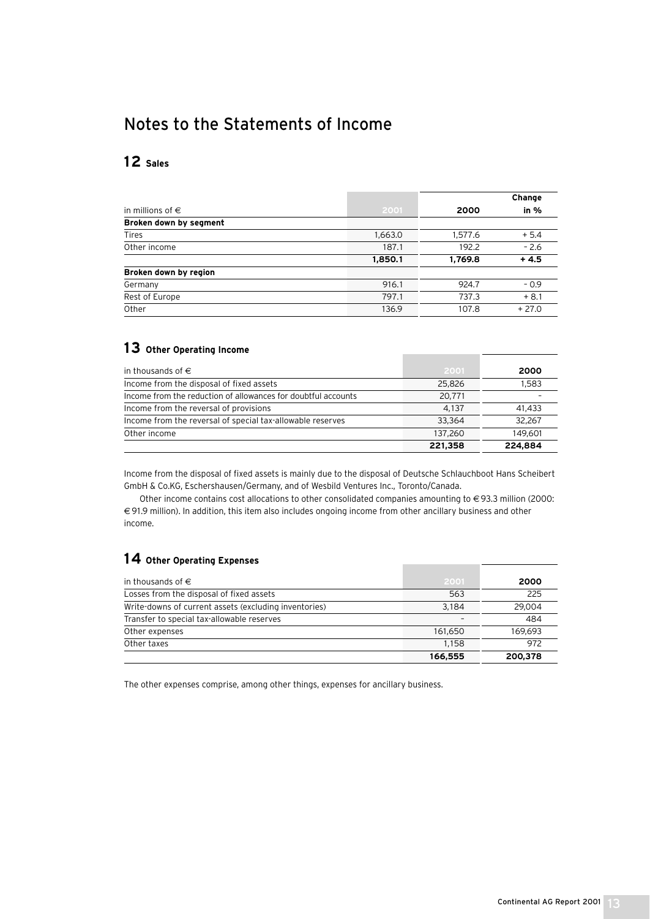# Notes to the Statements of Income

## 12 Sales

| in millions of € | 2001 | 2000 | Change in % |
|---|---|---|---|
| **Broken down by segment** | | | |
| Tires | 1,663.0 | 1,577.6 | + 5.4 |
| Other income | 187.1 | 192.2 | – 2.6 |
| | **1,850.1** | **1,769.8** | **+ 4.5** |
| **Broken down by region** | | | |
| Germany | 916.1 | 924.7 | – 0.9 |
| Rest of Europe | 797.1 | 737.3 | + 8.1 |
| Other | 136.9 | 107.8 | + 27.0 |

## 13 Other Operating Income

| in thousands of € | 2001 | 2000 |
|---|---|---|
| Income from the disposal of fixed assets | 25,826 | 1,583 |
| Income from the reduction of allowances for doubtful accounts | 20,771 | – |
| Income from the reversal of provisions | 4,137 | 41,433 |
| Income from the reversal of special tax-allowable reserves | 33,364 | 32,267 |
| Other income | 137,260 | 149,601 |
| | **221,358** | **224,884** |

Income from the disposal of fixed assets is mainly due to the disposal of Deutsche Schlauchboot Hans Scheibert GmbH & Co.KG, Eschershausen/Germany, and of Wesbild Ventures Inc., Toronto/Canada.

Other income contains cost allocations to other consolidated companies amounting to € 93.3 million (2000: € 91.9 million). In addition, this item also includes ongoing income from other ancillary business and other income.

## 14 Other Operating Expenses

| in thousands of € | 2001 | 2000 |
|---|---|---|
| Losses from the disposal of fixed assets | 563 | 225 |
| Write-downs of current assets (excluding inventories) | 3,184 | 29,004 |
| Transfer to special tax-allowable reserves | – | 484 |
| Other expenses | 161,650 | 169,693 |
| Other taxes | 1,158 | 972 |
| | **166,555** | **200,378** |

The other expenses comprise, among other things, expenses for ancillary business.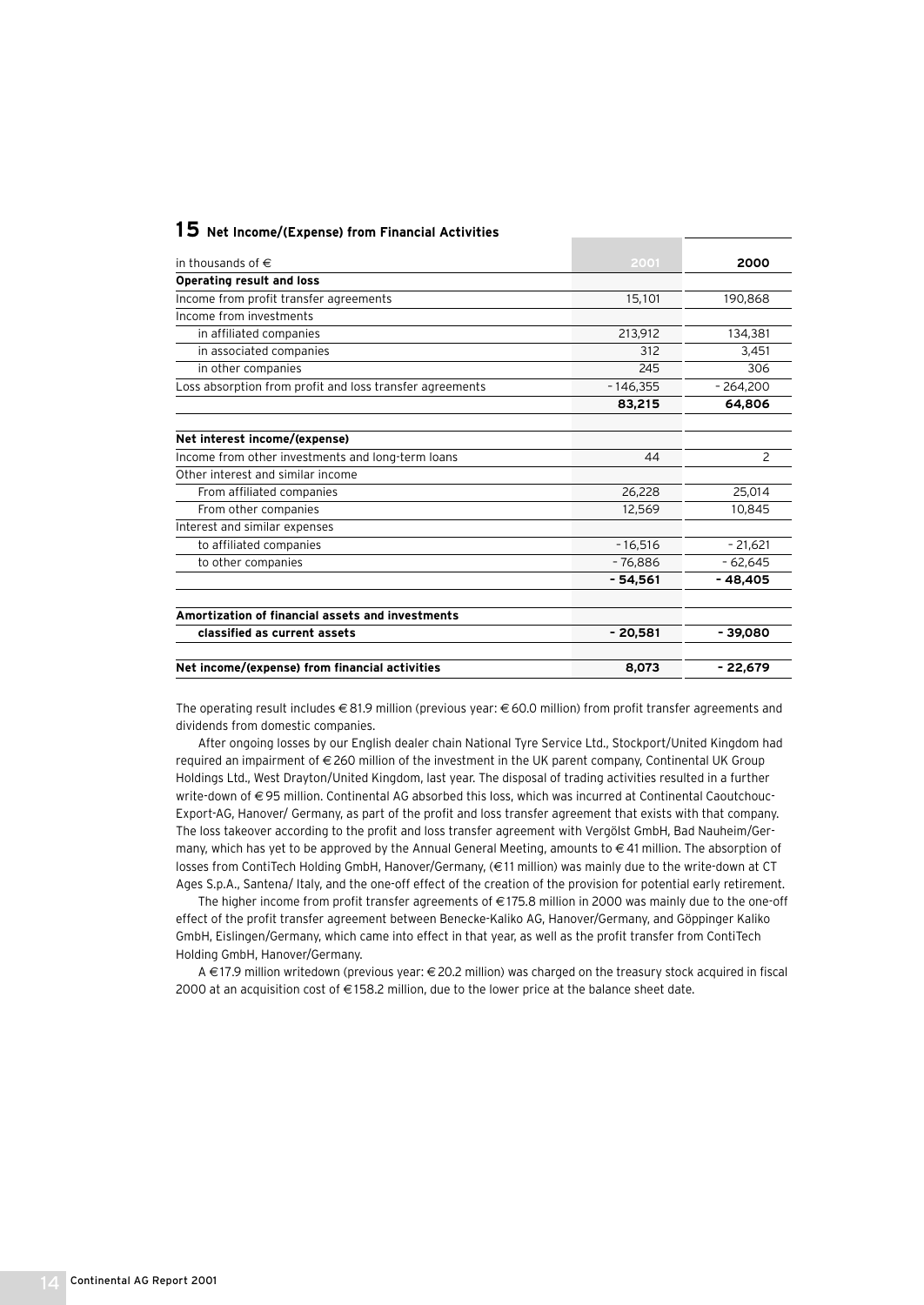## 15 Net Income/(Expense) from Financial Activities

| in thousands of € | 2001 | 2000 |
|---|---|---|
| **Operating result and loss** | | |
| Income from profit transfer agreements | 15,101 | 190,868 |
| Income from investments | | |
| in affiliated companies | 213,912 | 134,381 |
| in associated companies | 312 | 3,451 |
| in other companies | 245 | 306 |
| Loss absorption from profit and loss transfer agreements | -146,355 | -264,200 |
| | **83,215** | **64,806** |
| **Net interest income/(expense)** | | |
| Income from other investments and long-term loans | 44 | 2 |
| Other interest and similar income | | |
| From affiliated companies | 26,228 | 25,014 |
| From other companies | 12,569 | 10,845 |
| Interest and similar expenses | | |
| to affiliated companies | -16,516 | -21,621 |
| to other companies | -76,886 | -62,645 |
| | **-54,561** | **-48,405** |
| **Amortization of financial assets and investments classified as current assets** | **-20,581** | **-39,080** |
| **Net income/(expense) from financial activities** | **8,073** | **-22,679** |

The operating result includes € 81.9 million (previous year: € 60.0 million) from profit transfer agreements and dividends from domestic companies.

After ongoing losses by our English dealer chain National Tyre Service Ltd., Stockport/United Kingdom had required an impairment of € 260 million of the investment in the UK parent company, Continental UK Group Holdings Ltd., West Drayton/United Kingdom, last year. The disposal of trading activities resulted in a further write-down of € 95 million. Continental AG absorbed this loss, which was incurred at Continental Caoutchouc-Export-AG, Hanover/ Germany, as part of the profit and loss transfer agreement that exists with that company. The loss takeover according to the profit and loss transfer agreement with Vergölst GmbH, Bad Nauheim/Germany, which has yet to be approved by the Annual General Meeting, amounts to € 41 million. The absorption of losses from ContiTech Holding GmbH, Hanover/Germany, (€11 million) was mainly due to the write-down at CT Ages S.p.A., Santena/ Italy, and the one-off effect of the creation of the provision for potential early retirement.

The higher income from profit transfer agreements of €175.8 million in 2000 was mainly due to the one-off effect of the profit transfer agreement between Benecke-Kaliko AG, Hanover/Germany, and Göppinger Kaliko GmbH, Eislingen/Germany, which came into effect in that year, as well as the profit transfer from ContiTech Holding GmbH, Hanover/Germany.

A € 17.9 million writedown (previous year: € 20.2 million) was charged on the treasury stock acquired in fiscal 2000 at an acquisition cost of €158.2 million, due to the lower price at the balance sheet date.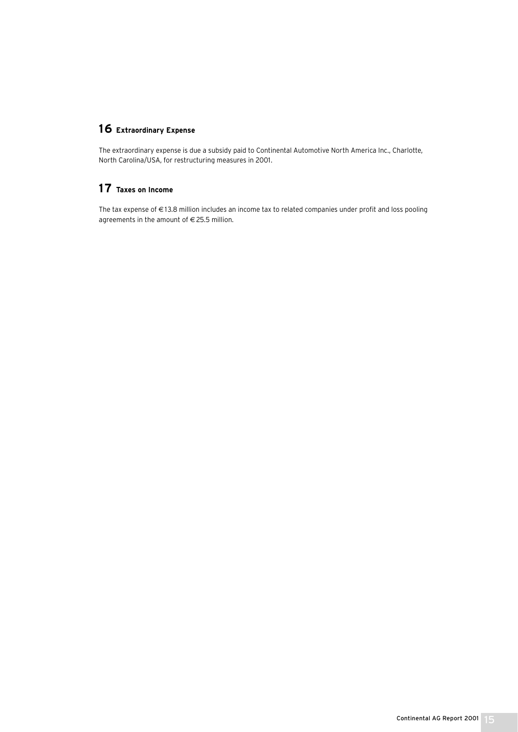## 16 Extraordinary Expense

The extraordinary expense is due a subsidy paid to Continental Automotive North America Inc., Charlotte, North Carolina/USA, for restructuring measures in 2001.

## 17 Taxes on Income

The tax expense of €13.8 million includes an income tax to related companies under profit and loss pooling agreements in the amount of €25.5 million.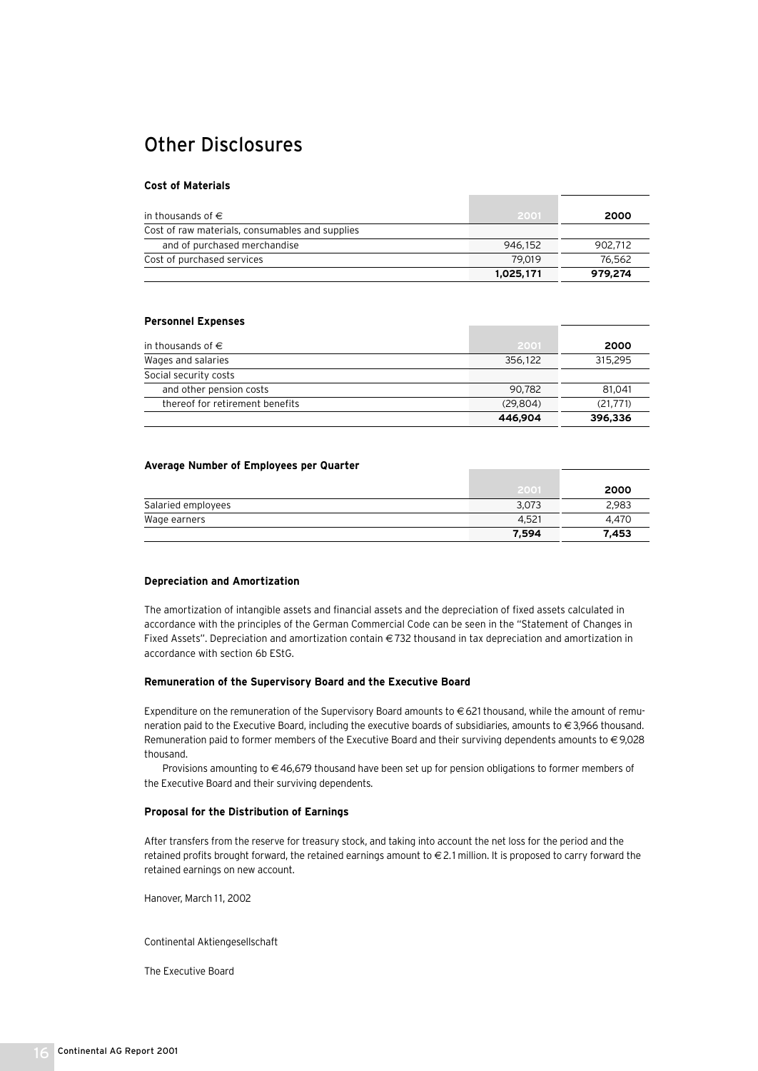# Other Disclosures

### Cost of Materials

| in thousands of € | 2001 | 2000 |
|---|---|---|
| Cost of raw materials, consumables and supplies | | |
| and of purchased merchandise | 946,152 | 902,712 |
| Cost of purchased services | 79,019 | 76,562 |
| | **1,025,171** | **979,274** |

### Personnel Expenses

| in thousands of € | 2001 | 2000 |
|---|---|---|
| Wages and salaries | 356,122 | 315,295 |
| Social security costs | | |
| and other pension costs | 90,782 | 81,041 |
| thereof for retirement benefits | (29,804) | (21,771) |
| | **446,904** | **396,336** |

### Average Number of Employees per Quarter

| | 2001 | 2000 |
|---|---|---|
| Salaried employees | 3,073 | 2,983 |
| Wage earners | 4,521 | 4,470 |
| | **7,594** | **7,453** |

### Depreciation and Amortization

The amortization of intangible assets and financial assets and the depreciation of fixed assets calculated in accordance with the principles of the German Commercial Code can be seen in the "Statement of Changes in Fixed Assets". Depreciation and amortization contain €732 thousand in tax depreciation and amortization in accordance with section 6b EStG.

### Remuneration of the Supervisory Board and the Executive Board

Expenditure on the remuneration of the Supervisory Board amounts to €621 thousand, while the amount of remuneration paid to the Executive Board, including the executive boards of subsidiaries, amounts to €3,966 thousand. Remuneration paid to former members of the Executive Board and their surviving dependents amounts to €9,028 thousand.

Provisions amounting to €46,679 thousand have been set up for pension obligations to former members of the Executive Board and their surviving dependents.

### Proposal for the Distribution of Earnings

After transfers from the reserve for treasury stock, and taking into account the net loss for the period and the retained profits brought forward, the retained earnings amount to €2.1 million. It is proposed to carry forward the retained earnings on new account.

Hanover, March 11, 2002

Continental Aktiengesellschaft

The Executive Board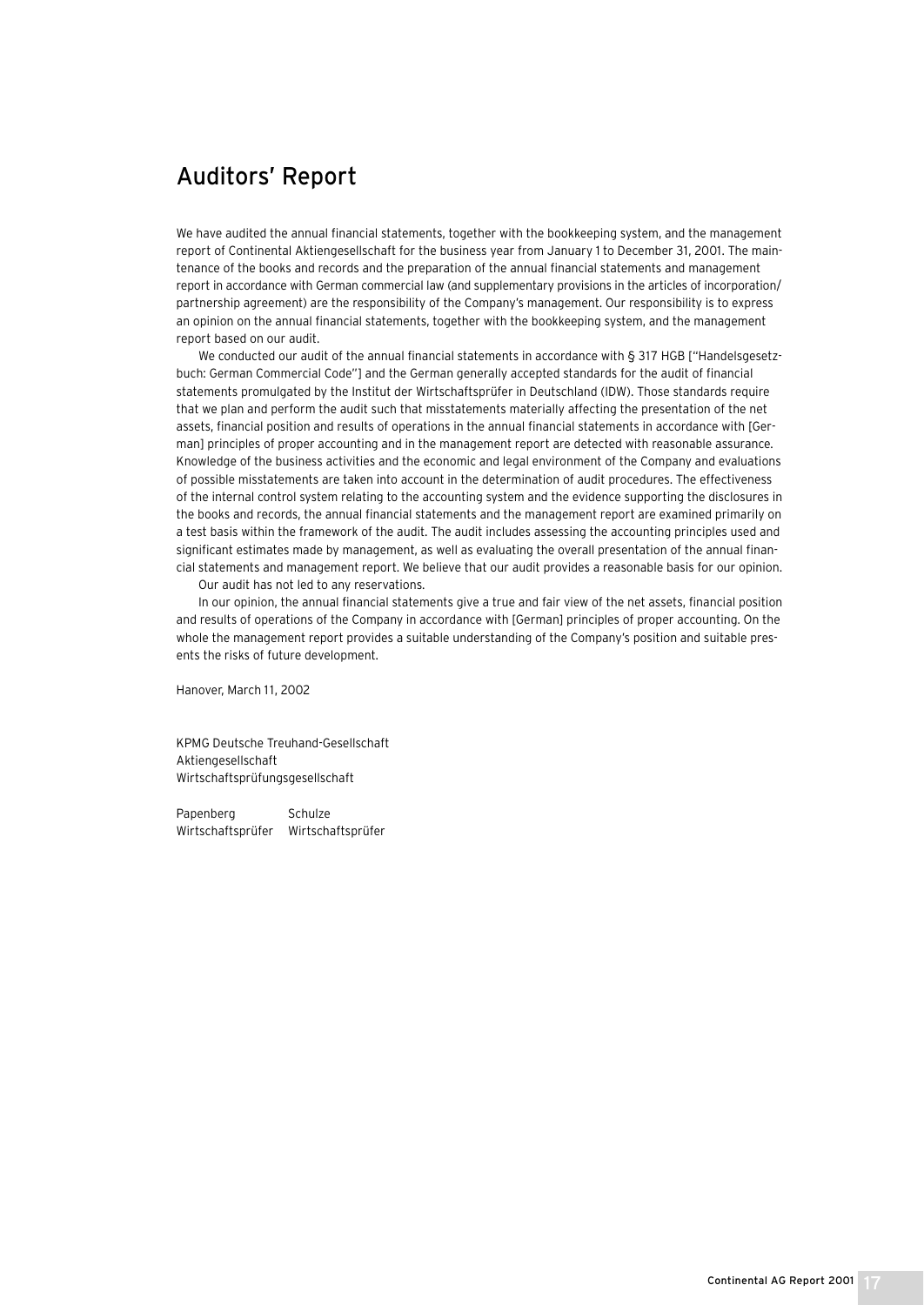# Auditors' Report

We have audited the annual financial statements, together with the bookkeeping system, and the management report of Continental Aktiengesellschaft for the business year from January 1 to December 31, 2001. The maintenance of the books and records and the preparation of the annual financial statements and management report in accordance with German commercial law (and supplementary provisions in the articles of incorporation/ partnership agreement) are the responsibility of the Company's management. Our responsibility is to express an opinion on the annual financial statements, together with the bookkeeping system, and the management report based on our audit.

We conducted our audit of the annual financial statements in accordance with § 317 HGB ["Handelsgesetzbuch: German Commercial Code"] and the German generally accepted standards for the audit of financial statements promulgated by the Institut der Wirtschaftsprüfer in Deutschland (IDW). Those standards require that we plan and perform the audit such that misstatements materially affecting the presentation of the net assets, financial position and results of operations in the annual financial statements in accordance with [German] principles of proper accounting and in the management report are detected with reasonable assurance. Knowledge of the business activities and the economic and legal environment of the Company and evaluations of possible misstatements are taken into account in the determination of audit procedures. The effectiveness of the internal control system relating to the accounting system and the evidence supporting the disclosures in the books and records, the annual financial statements and the management report are examined primarily on a test basis within the framework of the audit. The audit includes assessing the accounting principles used and significant estimates made by management, as well as evaluating the overall presentation of the annual financial statements and management report. We believe that our audit provides a reasonable basis for our opinion.

Our audit has not led to any reservations.

In our opinion, the annual financial statements give a true and fair view of the net assets, financial position and results of operations of the Company in accordance with [German] principles of proper accounting. On the whole the management report provides a suitable understanding of the Company's position and suitable presents the risks of future development.

Hanover, March 11, 2002

KPMG Deutsche Treuhand-Gesellschaft
Aktiengesellschaft
Wirtschaftsprüfungsgesellschaft

Papenberg Schulze
Wirtschaftsprüfer Wirtschaftsprüfer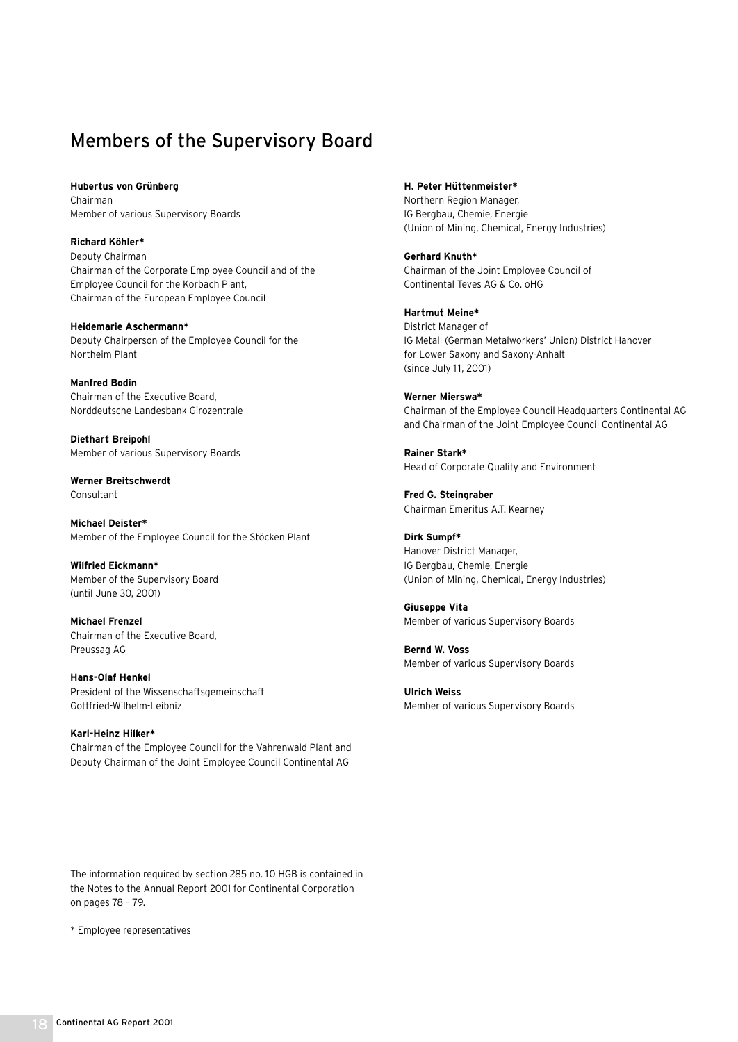# Members of the Supervisory Board

**Hubertus von Grünberg**
Chairman
Member of various Supervisory Boards

**Richard Köhler***
Deputy Chairman
Chairman of the Corporate Employee Council and of the Employee Council for the Korbach Plant,
Chairman of the European Employee Council

**Heidemarie Aschermann***
Deputy Chairperson of the Employee Council for the Northeim Plant

**Manfred Bodin**
Chairman of the Executive Board,
Norddeutsche Landesbank Girozentrale

**Diethart Breipohl**
Member of various Supervisory Boards

**Werner Breitschwerdt**
Consultant

**Michael Deister***
Member of the Employee Council for the Stöcken Plant

**Wilfried Eickmann***
Member of the Supervisory Board
(until June 30, 2001)

**Michael Frenzel**
Chairman of the Executive Board,
Preussag AG

**Hans-Olaf Henkel**
President of the Wissenschaftsgemeinschaft Gottfried-Wilhelm-Leibniz

**Karl-Heinz Hilker***
Chairman of the Employee Council for the Vahrenwald Plant and Deputy Chairman of the Joint Employee Council Continental AG

**H. Peter Hüttenmeister***
Northern Region Manager,
IG Bergbau, Chemie, Energie
(Union of Mining, Chemical, Energy Industries)

**Gerhard Knuth***
Chairman of the Joint Employee Council of Continental Teves AG & Co. oHG

**Hartmut Meine***
District Manager of
IG Metall (German Metalworkers' Union) District Hanover for Lower Saxony and Saxony-Anhalt
(since July 11, 2001)

**Werner Mierswa***
Chairman of the Employee Council Headquarters Continental AG and Chairman of the Joint Employee Council Continental AG

**Rainer Stark***
Head of Corporate Quality and Environment

**Fred G. Steingraber**
Chairman Emeritus A.T. Kearney

**Dirk Sumpf***
Hanover District Manager,
IG Bergbau, Chemie, Energie
(Union of Mining, Chemical, Energy Industries)

**Giuseppe Vita**
Member of various Supervisory Boards

**Bernd W. Voss**
Member of various Supervisory Boards

**Ulrich Weiss**
Member of various Supervisory Boards

The information required by section 285 no. 10 HGB is contained in the Notes to the Annual Report 2001 for Continental Corporation on pages 78 – 79.

* Employee representatives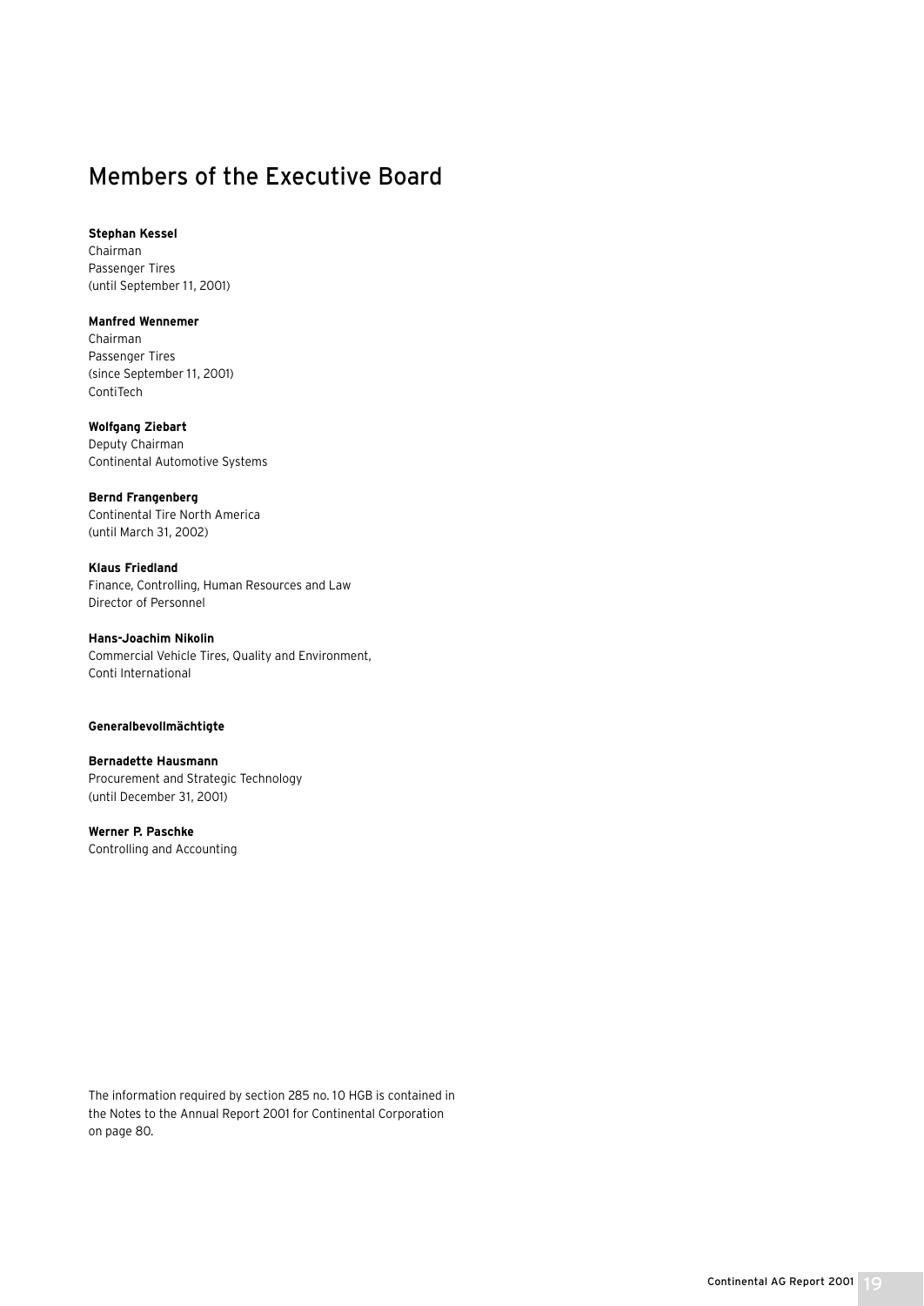# Members of the Executive Board

**Stephan Kessel**
Chairman
Passenger Tires
(until September 11, 2001)

**Manfred Wennemer**
Chairman
Passenger Tires
(since September 11, 2001)
ContiTech

**Wolfgang Ziebart**
Deputy Chairman
Continental Automotive Systems

**Bernd Frangenberg**
Continental Tire North America
(until March 31, 2002)

**Klaus Friedland**
Finance, Controlling, Human Resources and Law
Director of Personnel

**Hans-Joachim Nikolin**
Commercial Vehicle Tires, Quality and Environment,
Conti International

**Generalbevollmächtigte**

**Bernadette Hausmann**
Procurement and Strategic Technology
(until December 31, 2001)

**Werner P. Paschke**
Controlling and Accounting

The information required by section 285 no. 10 HGB is contained in the Notes to the Annual Report 2001 for Continental Corporation on page 80.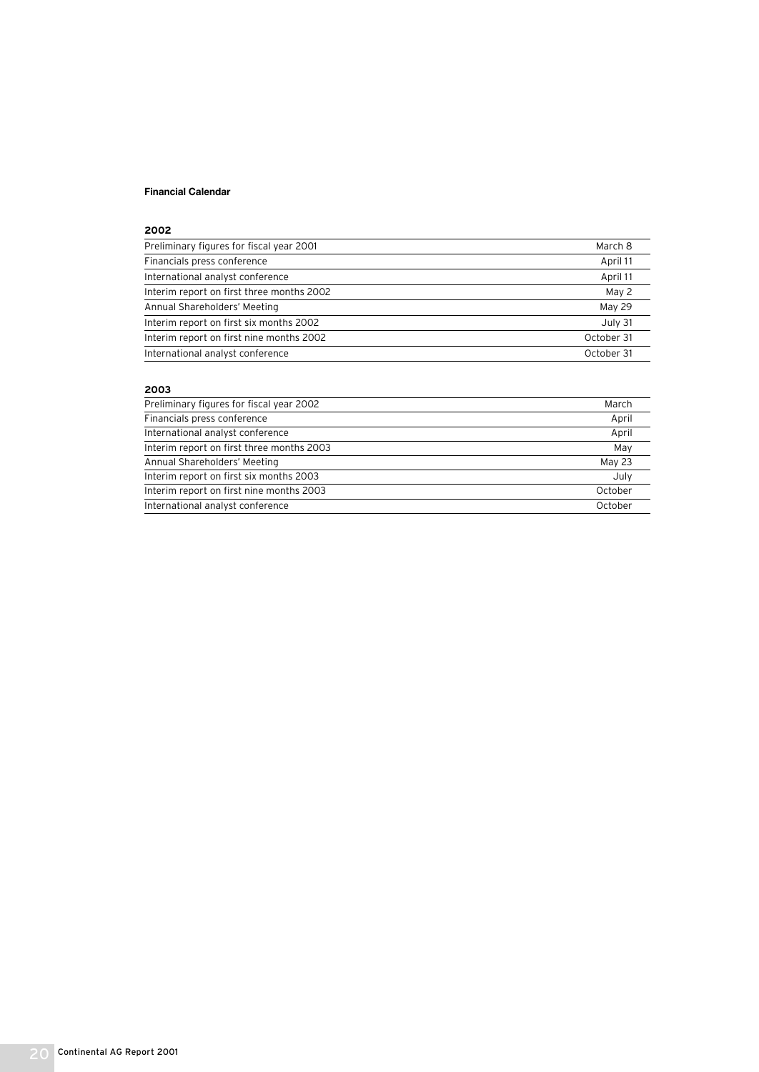# Financial Calendar

## 2002

| | |
|---|---|
| Preliminary figures for fiscal year 2001 | March 8 |
| Financials press conference | April 11 |
| International analyst conference | April 11 |
| Interim report on first three months 2002 | May 2 |
| Annual Shareholders' Meeting | May 29 |
| Interim report on first six months 2002 | July 31 |
| Interim report on first nine months 2002 | October 31 |
| International analyst conference | October 31 |

## 2003

| | |
|---|---|
| Preliminary figures for fiscal year 2002 | March |
| Financials press conference | April |
| International analyst conference | April |
| Interim report on first three months 2003 | May |
| Annual Shareholders' Meeting | May 23 |
| Interim report on first six months 2003 | July |
| Interim report on first nine months 2003 | October |
| International analyst conference | October |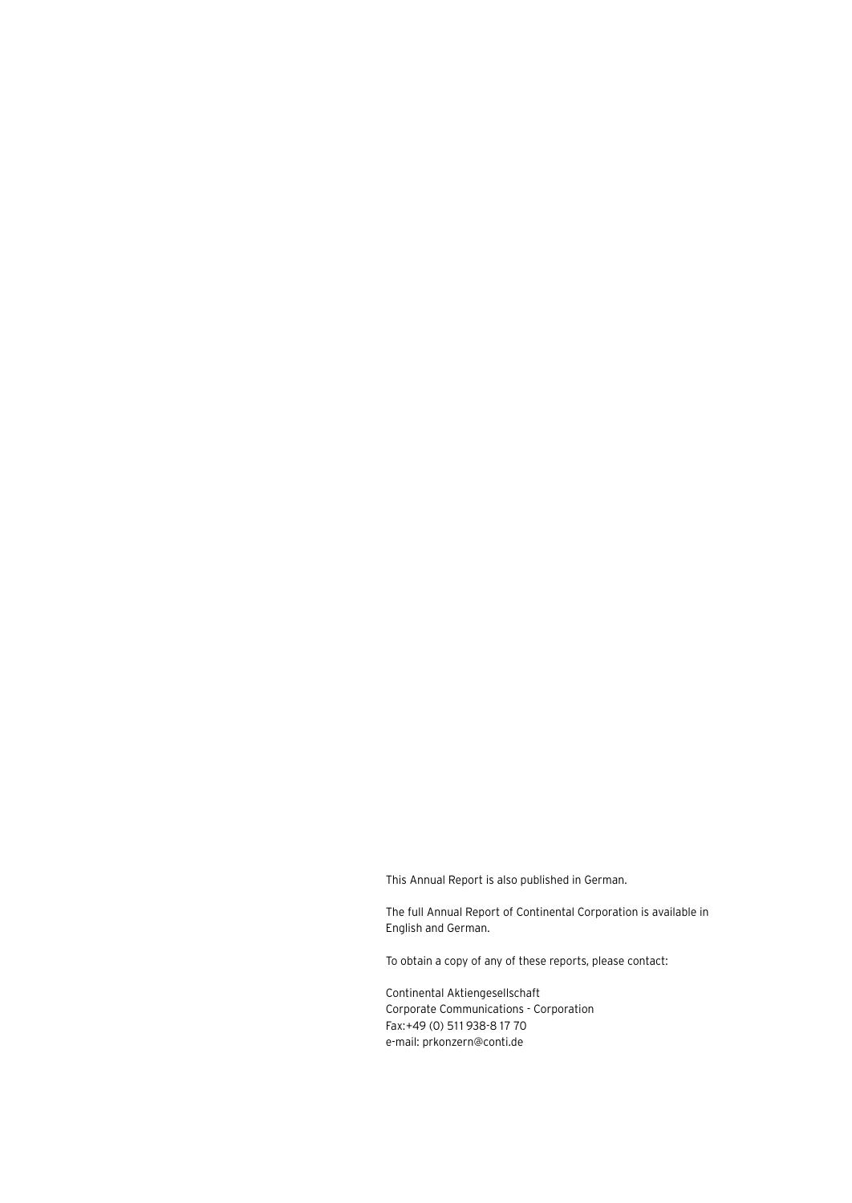This Annual Report is also published in German.

The full Annual Report of Continental Corporation is available in English and German.

To obtain a copy of any of these reports, please contact:

Continental Aktiengesellschaft
Corporate Communications - Corporation
Fax:+49 (0) 511 938-8 17 70
e-mail: prkonzern@conti.de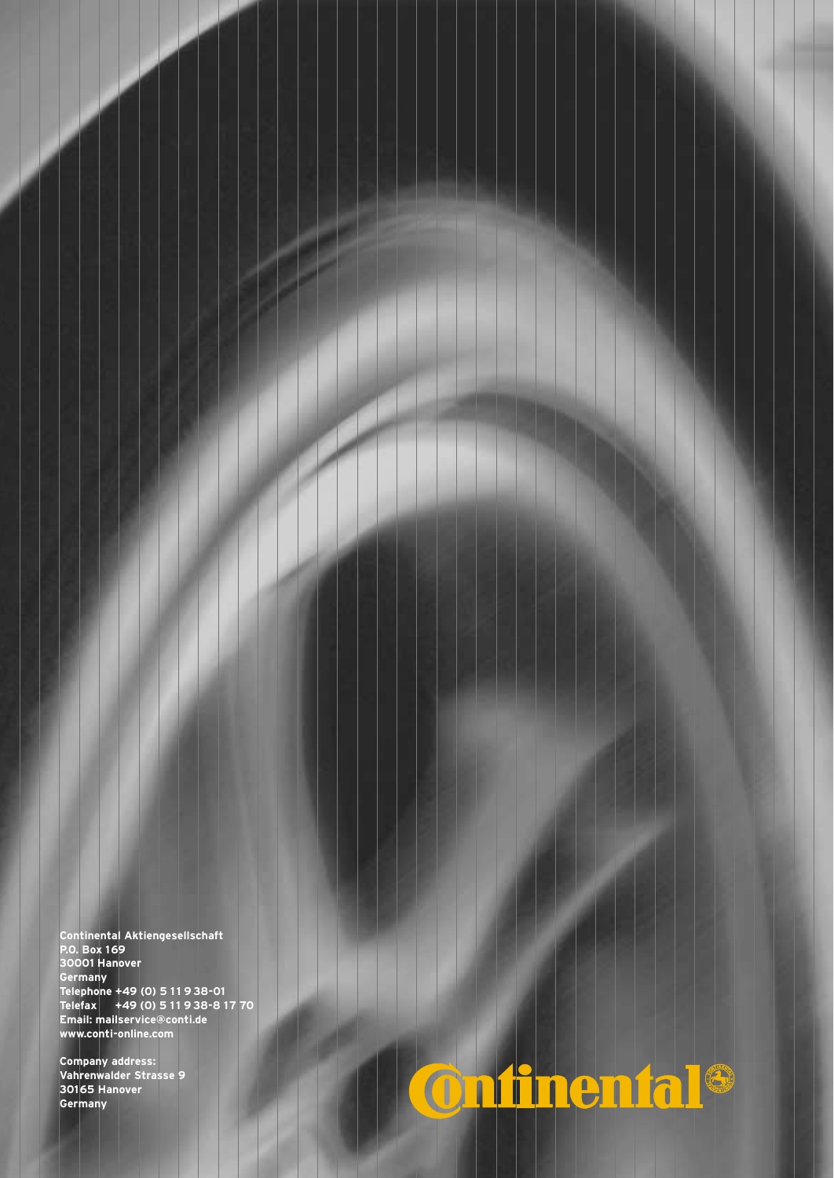**Continental Aktiengesellschaft**
**P.O. Box 169**
**30001 Hanover**
**Germany**
**Telephone +49 (0) 5 11 9 38-01**
**Telefax +49 (0) 5 11 9 38-8 17 70**
**Email: mailservice@conti.de**
**www.conti-online.com**

**Company address:**
**Vahrenwalder Strasse 9**
**30165 Hanover**
**Germany**

Continental